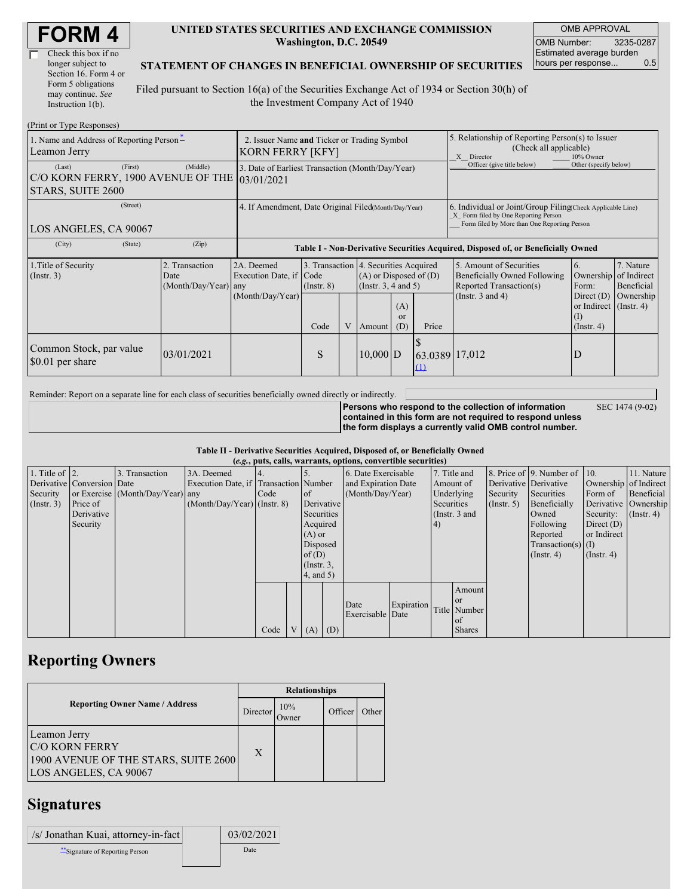# FORM 4

☐ Check this box if no longer subject to Section 16. Form 4 or Form 5 obligations may continue. *See* Instruction 1(b).

**UNITED STATES SECURITIES AND EXCHANGE COMMISSION**
**Washington, D.C. 20549**

**STATEMENT OF CHANGES IN BENEFICIAL OWNERSHIP OF SECURITIES**

Filed pursuant to Section 16(a) of the Securities Exchange Act of 1934 or Section 30(h) of the Investment Company Act of 1940

| OMB APPROVAL | |
|---|---|
| OMB Number: | 3235-0287 |
| Estimated average burden hours per response... | 0.5 |

(Print or Type Responses)

| | | |
|---|---|---|
| 1. Name and Address of Reporting Person* Leamon Jerry | 2. Issuer Name **and** Ticker or Trading Symbol KORN FERRY [KFY] | 5. Relationship of Reporting Person(s) to Issuer (Check all applicable) _X_ Director ___ 10% Owner ___ Officer (give title below) ___ Other (specify below) |
| (Last) (First) (Middle) C/O KORN FERRY, 1900 AVENUE OF THE STARS, SUITE 2600 | 3. Date of Earliest Transaction (Month/Day/Year) 03/01/2021 | |
| (Street) LOS ANGELES, CA 90067 | 4. If Amendment, Date Original Filed (Month/Day/Year) | 6. Individual or Joint/Group Filing (Check Applicable Line) _X_ Form filed by One Reporting Person ___ Form filed by More than One Reporting Person |
| (City) (State) (Zip) | | |

**Table I - Non-Derivative Securities Acquired, Disposed of, or Beneficially Owned**

| 1.Title of Security (Instr. 3) | 2. Transaction Date (Month/Day/Year) | 2A. Deemed Execution Date, if any (Month/Day/Year) | 3. Transaction Code (Instr. 8) | | 4. Securities Acquired (A) or Disposed of (D) (Instr. 3, 4 and 5) | | | 5. Amount of Securities Beneficially Owned Following Reported Transaction(s) (Instr. 3 and 4) | 6. Ownership Form: Direct (D) or Indirect (I) (Instr. 4) | 7. Nature of Indirect Beneficial Ownership (Instr. 4) |
|---|---|---|---|---|---|---|---|---|---|---|
| | | | Code | V | Amount | (A) or (D) | Price | | | |
| Common Stock, par value $0.01 per share | 03/01/2021 | | S | | 10,000 | D | $ 63.0389 (1) | 17,012 | D | |

Reminder: Report on a separate line for each class of securities beneficially owned directly or indirectly.

**Persons who respond to the collection of information contained in this form are not required to respond unless the form displays a currently valid OMB control number.** SEC 1474 (9-02)

**Table II - Derivative Securities Acquired, Disposed of, or Beneficially Owned**
**(*e.g.*, puts, calls, warrants, options, convertible securities)**

| 1. Title of Derivative Security (Instr. 3) | 2. Conversion or Exercise Price of Derivative Security | 3. Transaction Date (Month/Day/Year) | 3A. Deemed Execution Date, if any (Month/Day/Year) | 4. Transaction Code (Instr. 8) | | 5. Number of Derivative Securities Acquired (A) or Disposed of (D) (Instr. 3, 4, and 5) | | 6. Date Exercisable and Expiration Date (Month/Day/Year) | | 7. Title and Amount of Underlying Securities (Instr. 3 and 4) | | 8. Price of Derivative Security (Instr. 5) | 9. Number of Derivative Securities Beneficially Owned Following Reported Transaction(s) (Instr. 4) | 10. Ownership Form of Derivative Security: Direct (D) or Indirect (I) (Instr. 4) | 11. Nature of Indirect Beneficial Ownership (Instr. 4) |
|---|---|---|---|---|---|---|---|---|---|---|---|---|---|---|---|
| | | | | Code | V | (A) | (D) | Date Exercisable | Expiration Date | Title | Amount or Number of Shares | | | | |

## Reporting Owners

| Reporting Owner Name / Address | Relationships | | | |
|---|---|---|---|---|
| | Director | 10% Owner | Officer | Other |
| Leamon Jerry C/O KORN FERRY 1900 AVENUE OF THE STARS, SUITE 2600 LOS ANGELES, CA 90067 | X | | | |

## Signatures

| | |
|---|---|
| /s/ Jonathan Kuai, attorney-in-fact | 03/02/2021 |
| **Signature of Reporting Person | Date |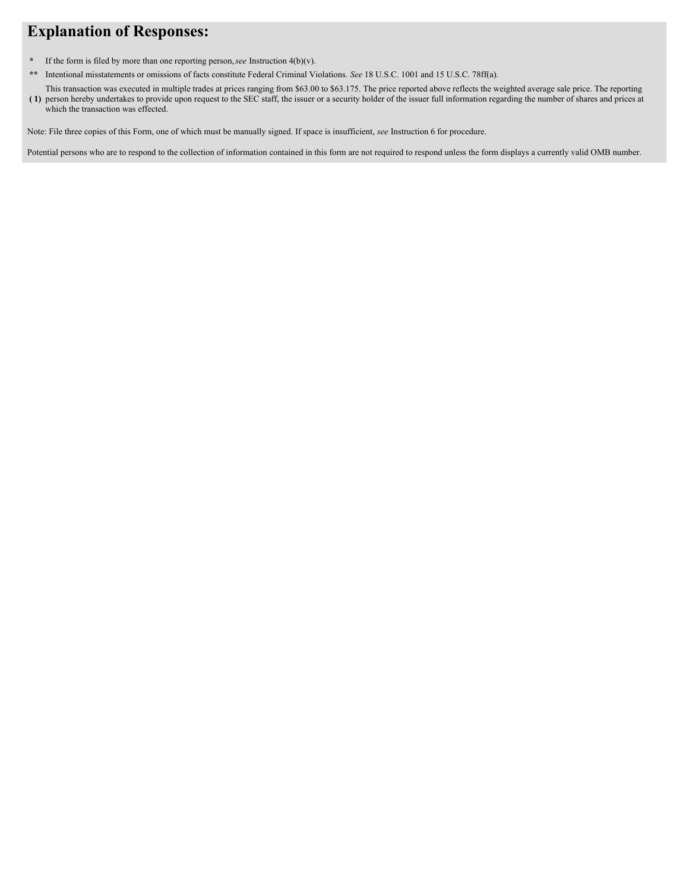# Explanation of Responses:

- \* If the form is filed by more than one reporting person, *see* Instruction 4(b)(v).
- \*\* Intentional misstatements or omissions of facts constitute Federal Criminal Violations. *See* 18 U.S.C. 1001 and 15 U.S.C. 78ff(a).
- **( 1)** This transaction was executed in multiple trades at prices ranging from $63.00 to $63.175. The price reported above reflects the weighted average sale price. The reporting person hereby undertakes to provide upon request to the SEC staff, the issuer or a security holder of the issuer full information regarding the number of shares and prices at which the transaction was effected.

Note: File three copies of this Form, one of which must be manually signed. If space is insufficient, *see* Instruction 6 for procedure.

Potential persons who are to respond to the collection of information contained in this form are not required to respond unless the form displays a currently valid OMB number.